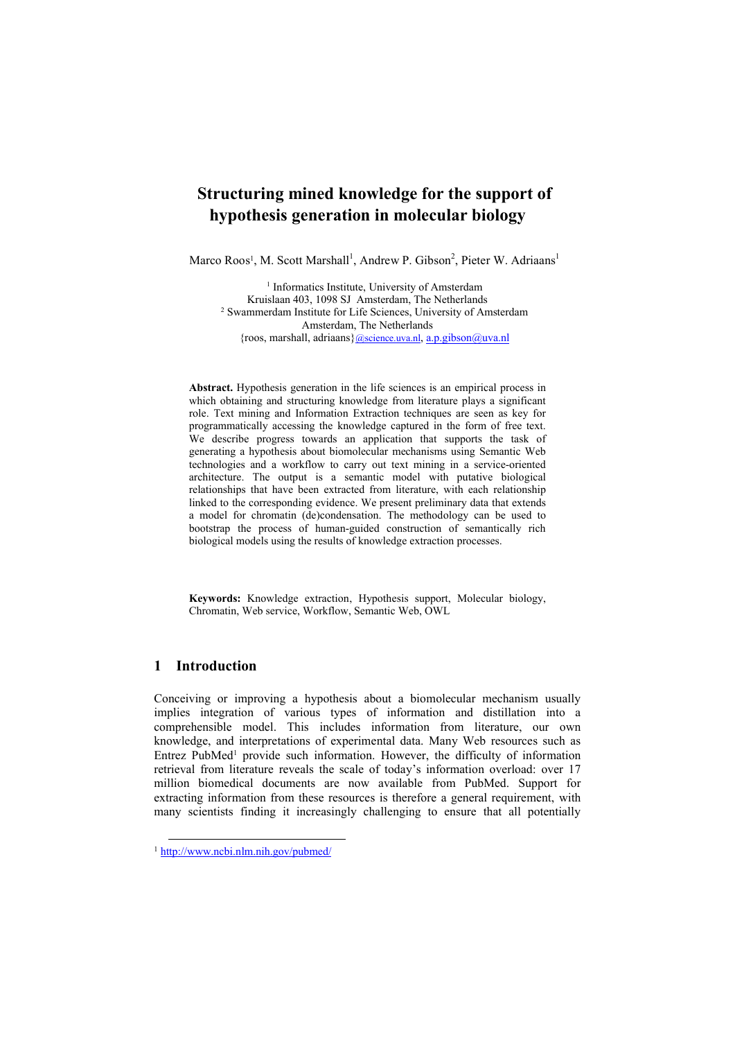# Structuring mined knowledge for the support of hypothesis generation in molecular biology

Marco Roos[1], M. Scott Marshall[1], Andrew P. Gibson[2], Pieter W. Adriaans[1]

[1] Informatics Institute, University of Amsterdam
Kruislaan 403, 1098 SJ Amsterdam, The Netherlands
[2] Swammerdam Institute for Life Sciences, University of Amsterdam
Amsterdam, The Netherlands
{roos, marshall, adriaans}@science.uva.nl, a.p.gibson@uva.nl

**Abstract.** Hypothesis generation in the life sciences is an empirical process in which obtaining and structuring knowledge from literature plays a significant role. Text mining and Information Extraction techniques are seen as key for programmatically accessing the knowledge captured in the form of free text. We describe progress towards an application that supports the task of generating a hypothesis about biomolecular mechanisms using Semantic Web technologies and a workflow to carry out text mining in a service-oriented architecture. The output is a semantic model with putative biological relationships that have been extracted from literature, with each relationship linked to the corresponding evidence. We present preliminary data that extends a model for chromatin (de)condensation. The methodology can be used to bootstrap the process of human-guided construction of semantically rich biological models using the results of knowledge extraction processes.

**Keywords:** Knowledge extraction, Hypothesis support, Molecular biology, Chromatin, Web service, Workflow, Semantic Web, OWL

## 1 Introduction

Conceiving or improving a hypothesis about a biomolecular mechanism usually implies integration of various types of information and distillation into a comprehensible model. This includes information from literature, our own knowledge, and interpretations of experimental data. Many Web resources such as Entrez PubMed[1] provide such information. However, the difficulty of information retrieval from literature reveals the scale of today's information overload: over 17 million biomedical documents are now available from PubMed. Support for extracting information from these resources is therefore a general requirement, with many scientists finding it increasingly challenging to ensure that all potentially

[1] http://www.ncbi.nlm.nih.gov/pubmed/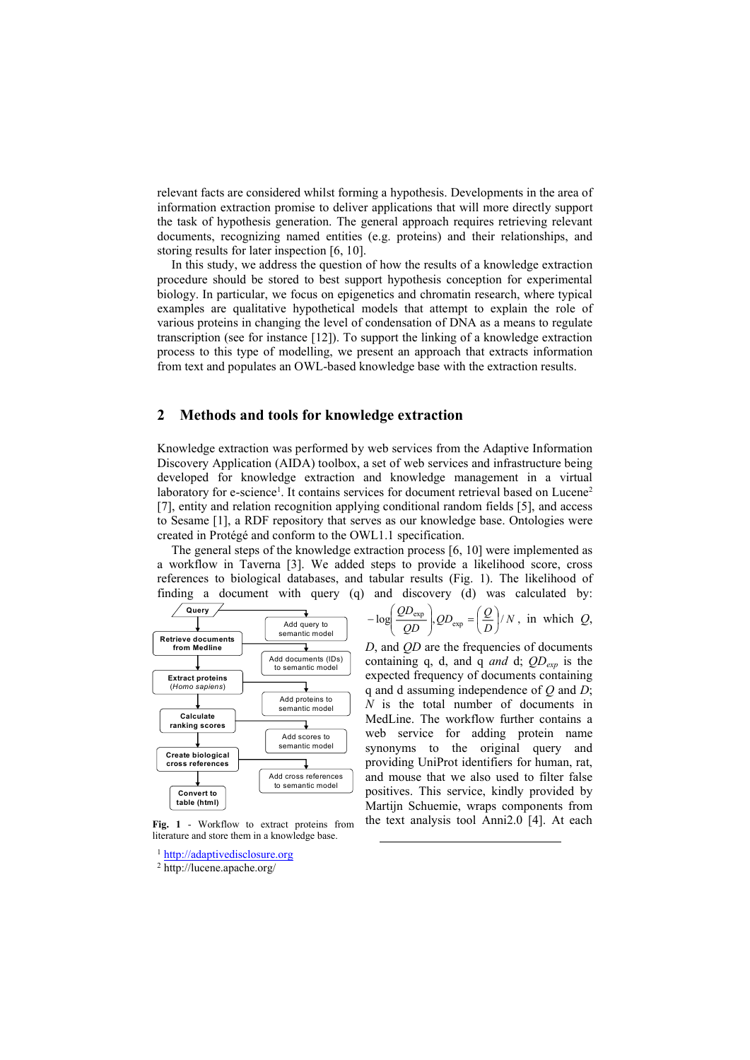relevant facts are considered whilst forming a hypothesis. Developments in the area of information extraction promise to deliver applications that will more directly support the task of hypothesis generation. The general approach requires retrieving relevant documents, recognizing named entities (e.g. proteins) and their relationships, and storing results for later inspection [6, 10].

In this study, we address the question of how the results of a knowledge extraction procedure should be stored to best support hypothesis conception for experimental biology. In particular, we focus on epigenetics and chromatin research, where typical examples are qualitative hypothetical models that attempt to explain the role of various proteins in changing the level of condensation of DNA as a means to regulate transcription (see for instance [12]). To support the linking of a knowledge extraction process to this type of modelling, we present an approach that extracts information from text and populates an OWL-based knowledge base with the extraction results.

## 2 Methods and tools for knowledge extraction

Knowledge extraction was performed by web services from the Adaptive Information Discovery Application (AIDA) toolbox, a set of web services and infrastructure being developed for knowledge extraction and knowledge management in a virtual laboratory for e-science[1]. It contains services for document retrieval based on Lucene[2] [7], entity and relation recognition applying conditional random fields [5], and access to Sesame [1], a RDF repository that serves as our knowledge base. Ontologies were created in Protégé and conform to the OWL1.1 specification.

The general steps of the knowledge extraction process [6, 10] were implemented as a workflow in Taverna [3]. We added steps to provide a likelihood score, cross references to biological databases, and tabular results (Fig. 1). The likelihood of finding a document with query (q) and discovery (d) was calculated by: $-\log\left(\frac{QD_{\exp}}{QD}\right), QD_{\exp} = \left(\frac{Q}{D}\right)/N$, in which $Q$, $D$, and $QD$ are the frequencies of documents containing q, d, and q *and* d; $QD_{exp}$ is the expected frequency of documents containing q and d assuming independence of $Q$ and $D$; $N$ is the total number of documents in MedLine. The workflow further contains a web service for adding protein name synonyms to the original query and providing UniProt identifiers for human, rat, and mouse that we also used to filter false positives. This service, kindly provided by Martijn Schuemie, wraps components from the text analysis tool Anni2.0 [4]. At each

Query → Retrieve documents from Medline → Extract proteins (*Homo sapiens*) → Calculate ranking scores → Create biological cross references → Convert to table (html)

Add query to semantic model; Add documents (IDs) to semantic model; Add proteins to semantic model; Add scores to semantic model; Add cross references to semantic model

**Fig. 1** - Workflow to extract proteins from literature and store them in a knowledge base.

[1] http://adaptivedisclosure.org

[2] http://lucene.apache.org/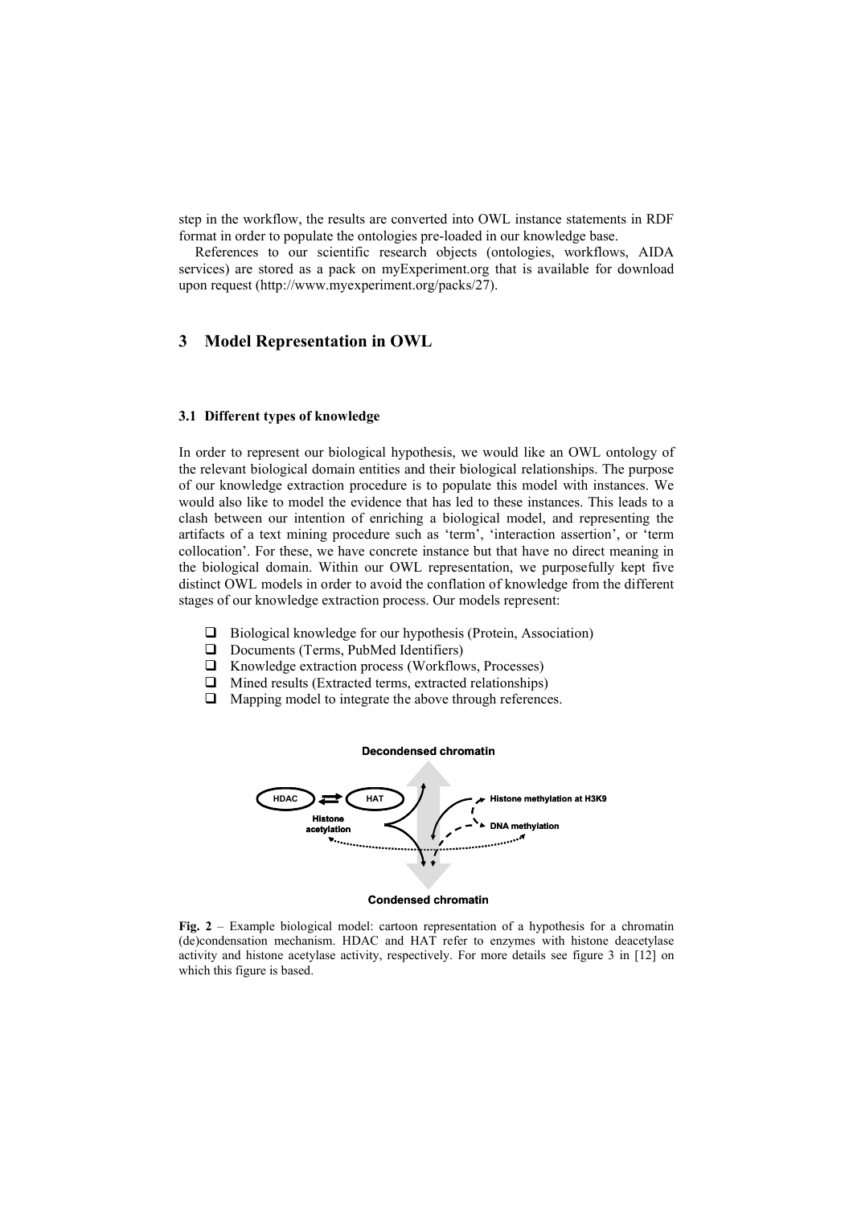step in the workflow, the results are converted into OWL instance statements in RDF format in order to populate the ontologies pre-loaded in our knowledge base.

References to our scientific research objects (ontologies, workflows, AIDA services) are stored as a pack on myExperiment.org that is available for download upon request (http://www.myexperiment.org/packs/27).

## 3 Model Representation in OWL

### 3.1 Different types of knowledge

In order to represent our biological hypothesis, we would like an OWL ontology of the relevant biological domain entities and their biological relationships. The purpose of our knowledge extraction procedure is to populate this model with instances. We would also like to model the evidence that has led to these instances. This leads to a clash between our intention of enriching a biological model, and representing the artifacts of a text mining procedure such as 'term', 'interaction assertion', or 'term collocation'. For these, we have concrete instance but that have no direct meaning in the biological domain. Within our OWL representation, we purposefully kept five distinct OWL models in order to avoid the conflation of knowledge from the different stages of our knowledge extraction process. Our models represent:

- Biological knowledge for our hypothesis (Protein, Association)
- Documents (Terms, PubMed Identifiers)
- Knowledge extraction process (Workflows, Processes)
- Mined results (Extracted terms, extracted relationships)
- Mapping model to integrate the above through references.

**Fig. 2** – Example biological model: cartoon representation of a hypothesis for a chromatin (de)condensation mechanism. HDAC and HAT refer to enzymes with histone deacetylase activity and histone acetylase activity, respectively. For more details see figure 3 in [12] on which this figure is based.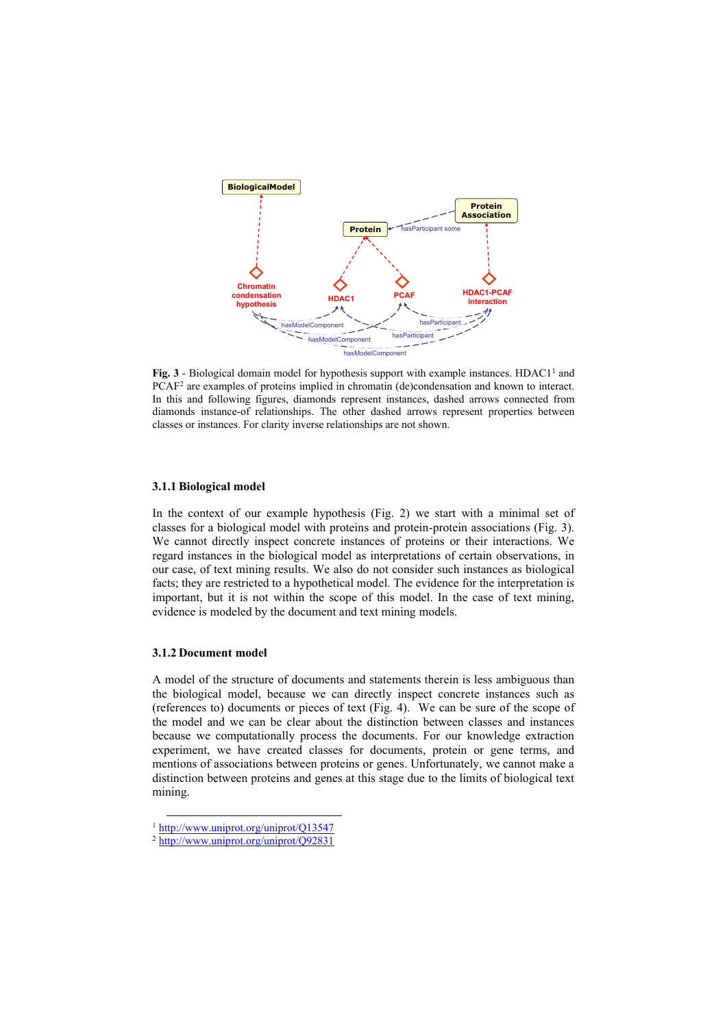**Fig. 3** - Biological domain model for hypothesis support with example instances. HDAC1[1] and PCAF[2] are examples of proteins implied in chromatin (de)condensation and known to interact. In this and following figures, diamonds represent instances, dashed arrows connected from diamonds instance-of relationships. The other dashed arrows represent properties between classes or instances. For clarity inverse relationships are not shown.

### 3.1.1 Biological model

In the context of our example hypothesis (Fig. 2) we start with a minimal set of classes for a biological model with proteins and protein-protein associations (Fig. 3). We cannot directly inspect concrete instances of proteins or their interactions. We regard instances in the biological model as interpretations of certain observations, in our case, of text mining results. We also do not consider such instances as biological facts; they are restricted to a hypothetical model. The evidence for the interpretation is important, but it is not within the scope of this model. In the case of text mining, evidence is modeled by the document and text mining models.

### 3.1.2 Document model

A model of the structure of documents and statements therein is less ambiguous than the biological model, because we can directly inspect concrete instances such as (references to) documents or pieces of text (Fig. 4). We can be sure of the scope of the model and we can be clear about the distinction between classes and instances because we computationally process the documents. For our knowledge extraction experiment, we have created classes for documents, protein or gene terms, and mentions of associations between proteins or genes. Unfortunately, we cannot make a distinction between proteins and genes at this stage due to the limits of biological text mining.

[1] http://www.uniprot.org/uniprot/Q13547
[2] http://www.uniprot.org/uniprot/Q92831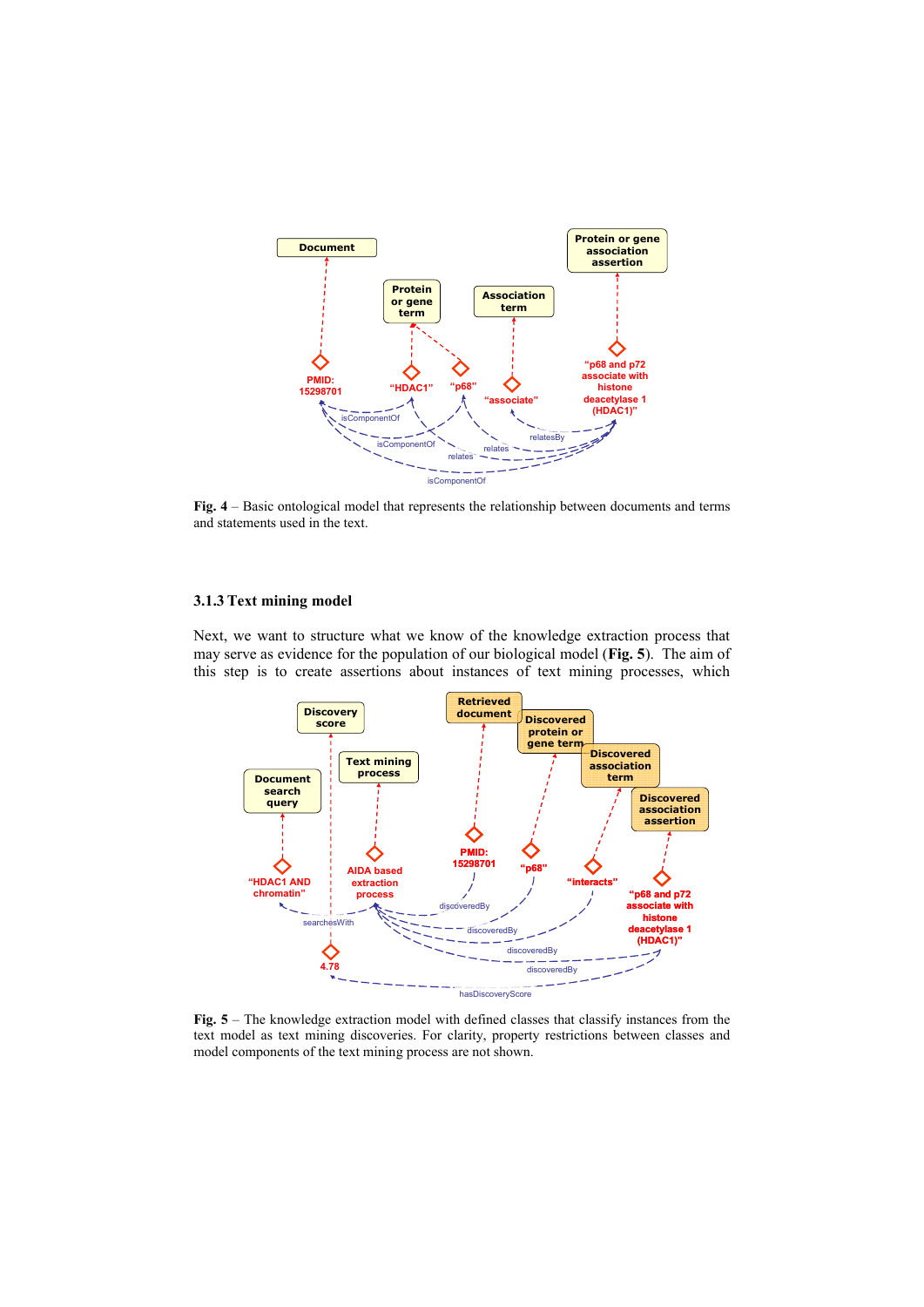**Fig. 4** – Basic ontological model that represents the relationship between documents and terms and statements used in the text.

### 3.1.3 Text mining model

Next, we want to structure what we know of the knowledge extraction process that may serve as evidence for the population of our biological model (**Fig. 5**). The aim of this step is to create assertions about instances of text mining processes, which

**Fig. 5** – The knowledge extraction model with defined classes that classify instances from the text model as text mining discoveries. For clarity, property restrictions between classes and model components of the text mining process are not shown.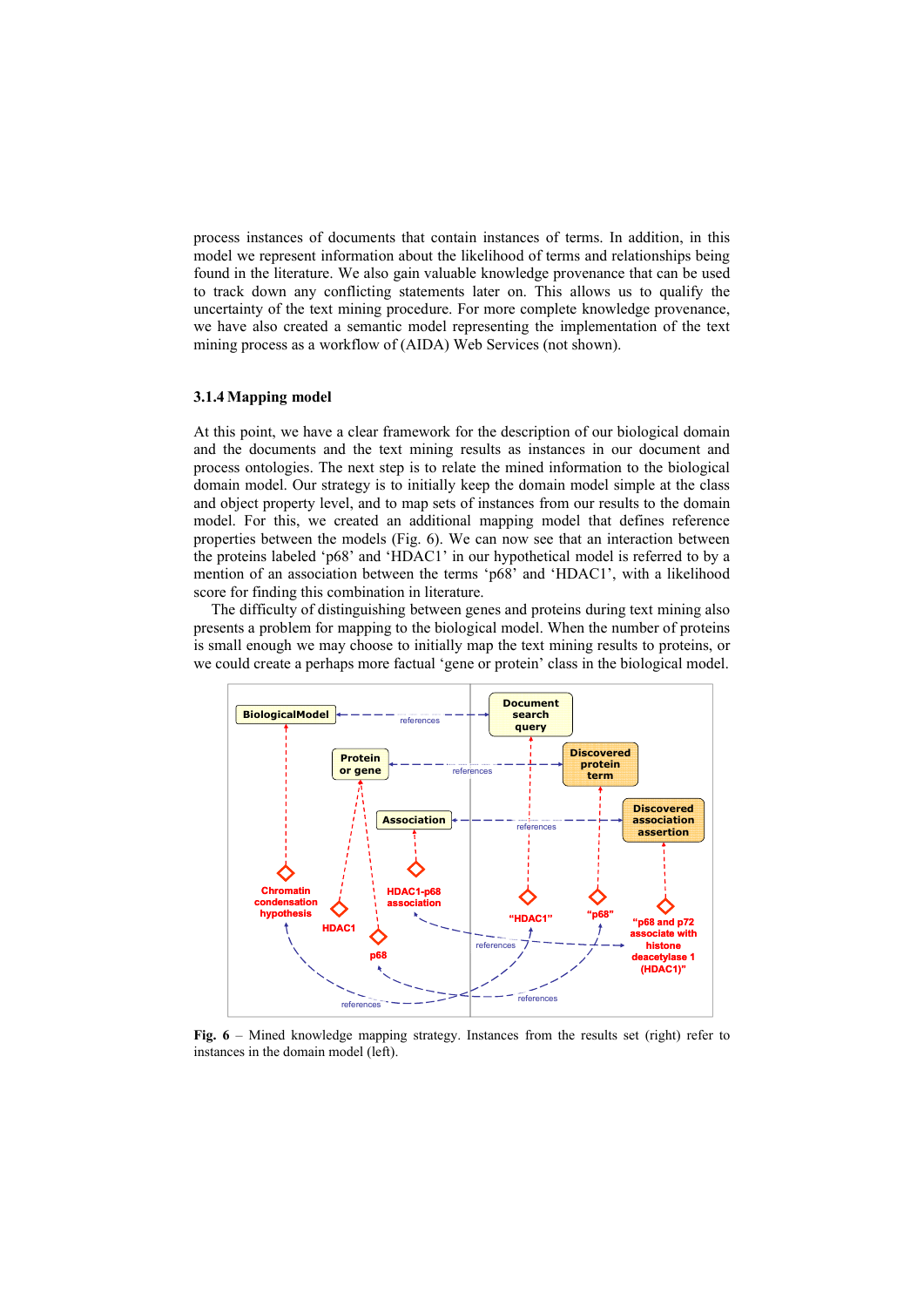process instances of documents that contain instances of terms. In addition, in this model we represent information about the likelihood of terms and relationships being found in the literature. We also gain valuable knowledge provenance that can be used to track down any conflicting statements later on. This allows us to qualify the uncertainty of the text mining procedure. For more complete knowledge provenance, we have also created a semantic model representing the implementation of the text mining process as a workflow of (AIDA) Web Services (not shown).

### 3.1.4 Mapping model

At this point, we have a clear framework for the description of our biological domain and the documents and the text mining results as instances in our document and process ontologies. The next step is to relate the mined information to the biological domain model. Our strategy is to initially keep the domain model simple at the class and object property level, and to map sets of instances from our results to the domain model. For this, we created an additional mapping model that defines reference properties between the models (Fig. 6). We can now see that an interaction between the proteins labeled 'p68' and 'HDAC1' in our hypothetical model is referred to by a mention of an association between the terms 'p68' and 'HDAC1', with a likelihood score for finding this combination in literature.

The difficulty of distinguishing between genes and proteins during text mining also presents a problem for mapping to the biological model. When the number of proteins is small enough we may choose to initially map the text mining results to proteins, or we could create a perhaps more factual 'gene or protein' class in the biological model.

**Fig. 6** – Mined knowledge mapping strategy. Instances from the results set (right) refer to instances in the domain model (left).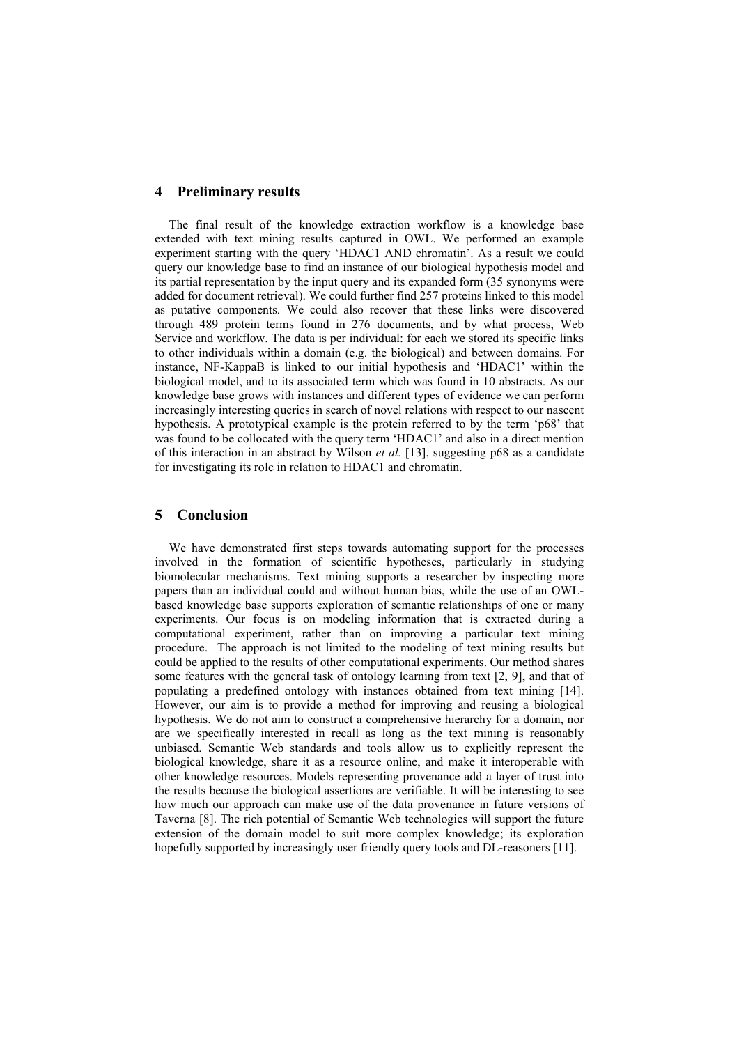## 4 Preliminary results

The final result of the knowledge extraction workflow is a knowledge base extended with text mining results captured in OWL. We performed an example experiment starting with the query 'HDAC1 AND chromatin'. As a result we could query our knowledge base to find an instance of our biological hypothesis model and its partial representation by the input query and its expanded form (35 synonyms were added for document retrieval). We could further find 257 proteins linked to this model as putative components. We could also recover that these links were discovered through 489 protein terms found in 276 documents, and by what process, Web Service and workflow. The data is per individual: for each we stored its specific links to other individuals within a domain (e.g. the biological) and between domains. For instance, NF-KappaB is linked to our initial hypothesis and 'HDAC1' within the biological model, and to its associated term which was found in 10 abstracts. As our knowledge base grows with instances and different types of evidence we can perform increasingly interesting queries in search of novel relations with respect to our nascent hypothesis. A prototypical example is the protein referred to by the term 'p68' that was found to be collocated with the query term 'HDAC1' and also in a direct mention of this interaction in an abstract by Wilson *et al.* [13], suggesting p68 as a candidate for investigating its role in relation to HDAC1 and chromatin.

## 5 Conclusion

We have demonstrated first steps towards automating support for the processes involved in the formation of scientific hypotheses, particularly in studying biomolecular mechanisms. Text mining supports a researcher by inspecting more papers than an individual could and without human bias, while the use of an OWL-based knowledge base supports exploration of semantic relationships of one or many experiments. Our focus is on modeling information that is extracted during a computational experiment, rather than on improving a particular text mining procedure. The approach is not limited to the modeling of text mining results but could be applied to the results of other computational experiments. Our method shares some features with the general task of ontology learning from text [2, 9], and that of populating a predefined ontology with instances obtained from text mining [14]. However, our aim is to provide a method for improving and reusing a biological hypothesis. We do not aim to construct a comprehensive hierarchy for a domain, nor are we specifically interested in recall as long as the text mining is reasonably unbiased. Semantic Web standards and tools allow us to explicitly represent the biological knowledge, share it as a resource online, and make it interoperable with other knowledge resources. Models representing provenance add a layer of trust into the results because the biological assertions are verifiable. It will be interesting to see how much our approach can make use of the data provenance in future versions of Taverna [8]. The rich potential of Semantic Web technologies will support the future extension of the domain model to suit more complex knowledge; its exploration hopefully supported by increasingly user friendly query tools and DL-reasoners [11].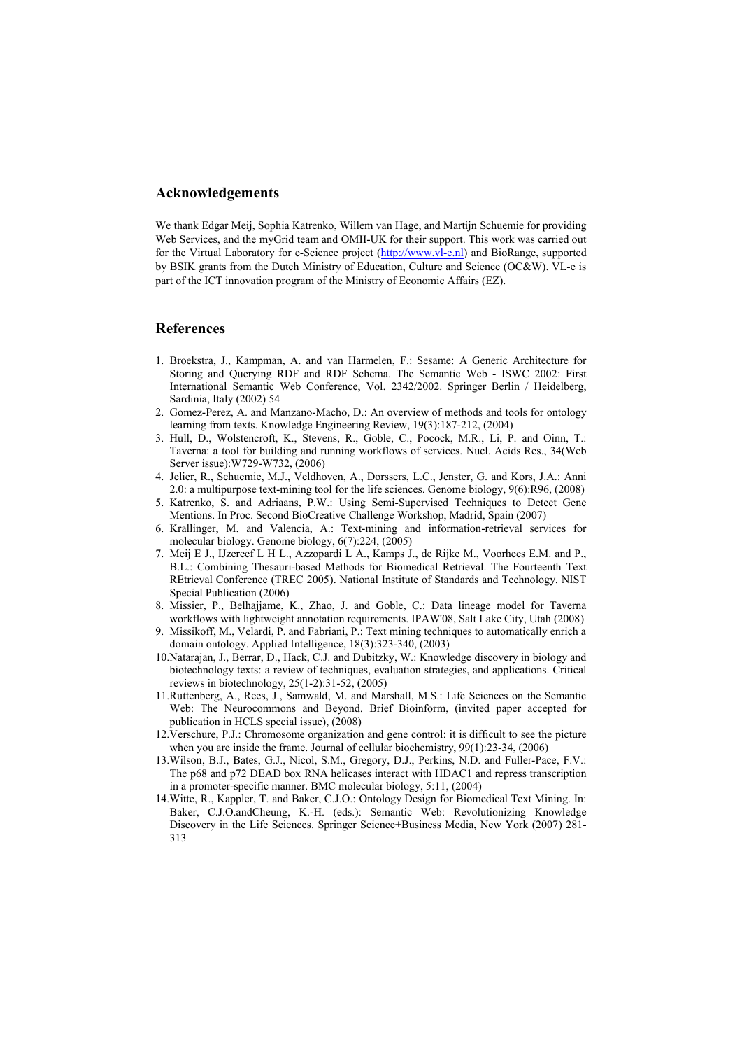## Acknowledgements

We thank Edgar Meij, Sophia Katrenko, Willem van Hage, and Martijn Schuemie for providing Web Services, and the myGrid team and OMII-UK for their support. This work was carried out for the Virtual Laboratory for e-Science project (http://www.vl-e.nl) and BioRange, supported by BSIK grants from the Dutch Ministry of Education, Culture and Science (OC&W). VL-e is part of the ICT innovation program of the Ministry of Economic Affairs (EZ).

## References

1. Broekstra, J., Kampman, A. and van Harmelen, F.: Sesame: A Generic Architecture for Storing and Querying RDF and RDF Schema. The Semantic Web - ISWC 2002: First International Semantic Web Conference, Vol. 2342/2002. Springer Berlin / Heidelberg, Sardinia, Italy (2002) 54
2. Gomez-Perez, A. and Manzano-Macho, D.: An overview of methods and tools for ontology learning from texts. Knowledge Engineering Review, 19(3):187-212, (2004)
3. Hull, D., Wolstencroft, K., Stevens, R., Goble, C., Pocock, M.R., Li, P. and Oinn, T.: Taverna: a tool for building and running workflows of services. Nucl. Acids Res., 34(Web Server issue):W729-W732, (2006)
4. Jelier, R., Schuemie, M.J., Veldhoven, A., Dorssers, L.C., Jenster, G. and Kors, J.A.: Anni 2.0: a multipurpose text-mining tool for the life sciences. Genome biology, 9(6):R96, (2008)
5. Katrenko, S. and Adriaans, P.W.: Using Semi-Supervised Techniques to Detect Gene Mentions. In Proc. Second BioCreative Challenge Workshop, Madrid, Spain (2007)
6. Krallinger, M. and Valencia, A.: Text-mining and information-retrieval services for molecular biology. Genome biology, 6(7):224, (2005)
7. Meij E J., IJzereef L H L., Azzopardi L A., Kamps J., de Rijke M., Voorhees E.M. and P., B.L.: Combining Thesauri-based Methods for Biomedical Retrieval. The Fourteenth Text REtrieval Conference (TREC 2005). National Institute of Standards and Technology. NIST Special Publication (2006)
8. Missier, P., Belhajjame, K., Zhao, J. and Goble, C.: Data lineage model for Taverna workflows with lightweight annotation requirements. IPAW'08, Salt Lake City, Utah (2008)
9. Missikoff, M., Velardi, P. and Fabriani, P.: Text mining techniques to automatically enrich a domain ontology. Applied Intelligence, 18(3):323-340, (2003)
10. Natarajan, J., Berrar, D., Hack, C.J. and Dubitzky, W.: Knowledge discovery in biology and biotechnology texts: a review of techniques, evaluation strategies, and applications. Critical reviews in biotechnology, 25(1-2):31-52, (2005)
11. Ruttenberg, A., Rees, J., Samwald, M. and Marshall, M.S.: Life Sciences on the Semantic Web: The Neurocommons and Beyond. Brief Bioinform, (invited paper accepted for publication in HCLS special issue), (2008)
12. Verschure, P.J.: Chromosome organization and gene control: it is difficult to see the picture when you are inside the frame. Journal of cellular biochemistry, 99(1):23-34, (2006)
13. Wilson, B.J., Bates, G.J., Nicol, S.M., Gregory, D.J., Perkins, N.D. and Fuller-Pace, F.V.: The p68 and p72 DEAD box RNA helicases interact with HDAC1 and repress transcription in a promoter-specific manner. BMC molecular biology, 5:11, (2004)
14. Witte, R., Kappler, T. and Baker, C.J.O.: Ontology Design for Biomedical Text Mining. In: Baker, C.J.O.andCheung, K.-H. (eds.): Semantic Web: Revolutionizing Knowledge Discovery in the Life Sciences. Springer Science+Business Media, New York (2007) 281-313